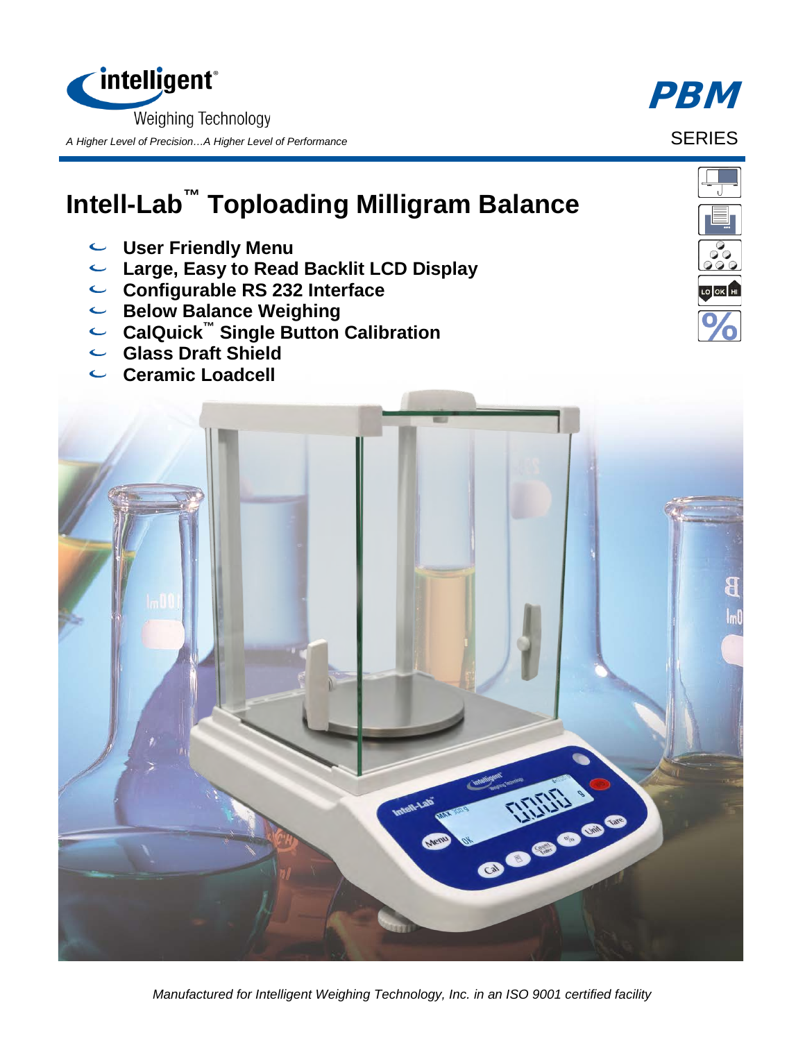intelligent®

Weighing Technology

*A Higher Level of Precision…A Higher Level of Performance*

**PBM**

SERIES

# Intell-Lab™ Toploading Milligram Balance

- **User Friendly Menu**
- **Large, Easy to Read Backlit LCD Display**
- **Configurable RS 232 Interface**
- **Below Balance Weighing**
- **CalQuick™ Single Button Calibration**
- **Glass Draft Shield**
- **Ceramic Loadcell**

*Manufactured for Intelligent Weighing Technology, Inc. in an ISO 9001 certified facility*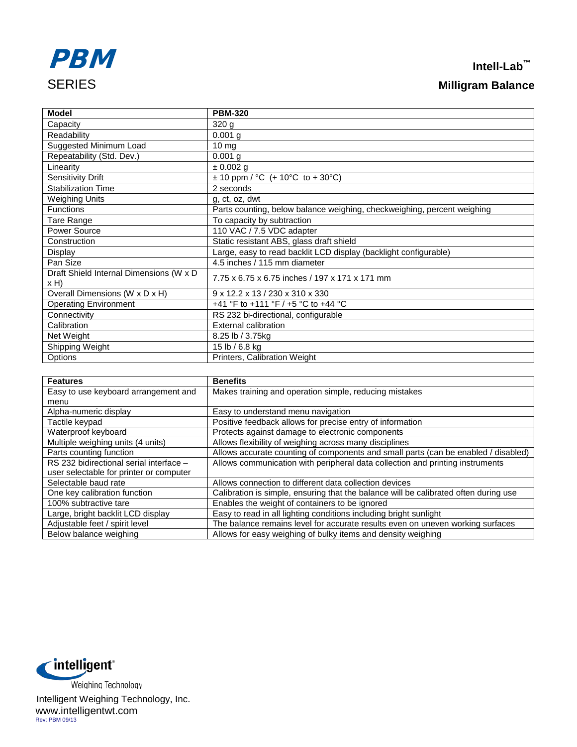# PBM SERIES

## Intell-Lab™ Milligram Balance

| Model | PBM-320 |
|---|---|
| Capacity | 320 g |
| Readability | 0.001 g |
| Suggested Minimum Load | 10 mg |
| Repeatability (Std. Dev.) | 0.001 g |
| Linearity | ± 0.002 g |
| Sensitivity Drift | ± 10 ppm / °C (+ 10°C to + 30°C) |
| Stabilization Time | 2 seconds |
| Weighing Units | g, ct, oz, dwt |
| Functions | Parts counting, below balance weighing, checkweighing, percent weighing |
| Tare Range | To capacity by subtraction |
| Power Source | 110 VAC / 7.5 VDC adapter |
| Construction | Static resistant ABS, glass draft shield |
| Display | Large, easy to read backlit LCD display (backlight configurable) |
| Pan Size | 4.5 inches / 115 mm diameter |
| Draft Shield Internal Dimensions (W x D x H) | 7.75 x 6.75 x 6.75 inches / 197 x 171 x 171 mm |
| Overall Dimensions (W x D x H) | 9 x 12.2 x 13 / 230 x 310 x 330 |
| Operating Environment | +41 °F to +111 °F / +5 °C to +44 °C |
| Connectivity | RS 232 bi-directional, configurable |
| Calibration | External calibration |
| Net Weight | 8.25 lb / 3.75kg |
| Shipping Weight | 15 lb / 6.8 kg |
| Options | Printers, Calibration Weight |

| Features | Benefits |
|---|---|
| Easy to use keyboard arrangement and menu | Makes training and operation simple, reducing mistakes |
| Alpha-numeric display | Easy to understand menu navigation |
| Tactile keypad | Positive feedback allows for precise entry of information |
| Waterproof keyboard | Protects against damage to electronic components |
| Multiple weighing units (4 units) | Allows flexibility of weighing across many disciplines |
| Parts counting function | Allows accurate counting of components and small parts (can be enabled / disabled) |
| RS 232 bidirectional serial interface – user selectable for printer or computer | Allows communication with peripheral data collection and printing instruments |
| Selectable baud rate | Allows connection to different data collection devices |
| One key calibration function | Calibration is simple, ensuring that the balance will be calibrated often during use |
| 100% subtractive tare | Enables the weight of containers to be ignored |
| Large, bright backlit LCD display | Easy to read in all lighting conditions including bright sunlight |
| Adjustable feet / spirit level | The balance remains level for accurate results even on uneven working surfaces |
| Below balance weighing | Allows for easy weighing of bulky items and density weighing |

intelligent® Weighing Technology

Intelligent Weighing Technology, Inc.
www.intelligentwt.com
Rev: PBM 09/13